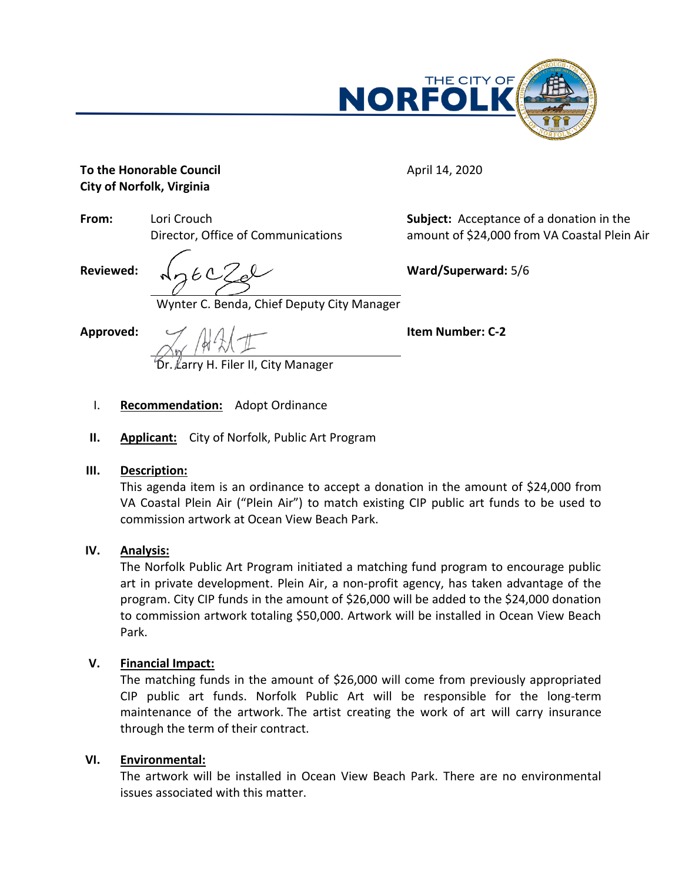THE CITY OF **NORFOLK**

**To the Honorable Council**
**City of Norfolk, Virginia**

April 14, 2020

**From:** Lori Crouch
Director, Office of Communications

**Subject:** Acceptance of a donation in the amount of $24,000 from VA Coastal Plein Air

**Reviewed:** Wynter C. Benda, Chief Deputy City Manager

**Ward/Superward:** 5/6

**Approved:** Dr. Larry H. Filer II, City Manager

**Item Number: C-2**

I. **Recommendation:** Adopt Ordinance

II. **Applicant:** City of Norfolk, Public Art Program

III. **Description:**
This agenda item is an ordinance to accept a donation in the amount of $24,000 from VA Coastal Plein Air ("Plein Air") to match existing CIP public art funds to be used to commission artwork at Ocean View Beach Park.

IV. **Analysis:**
The Norfolk Public Art Program initiated a matching fund program to encourage public art in private development. Plein Air, a non-profit agency, has taken advantage of the program. City CIP funds in the amount of $26,000 will be added to the $24,000 donation to commission artwork totaling $50,000. Artwork will be installed in Ocean View Beach Park.

V. **Financial Impact:**
The matching funds in the amount of $26,000 will come from previously appropriated CIP public art funds. Norfolk Public Art will be responsible for the long-term maintenance of the artwork. The artist creating the work of art will carry insurance through the term of their contract.

VI. **Environmental:**
The artwork will be installed in Ocean View Beach Park. There are no environmental issues associated with this matter.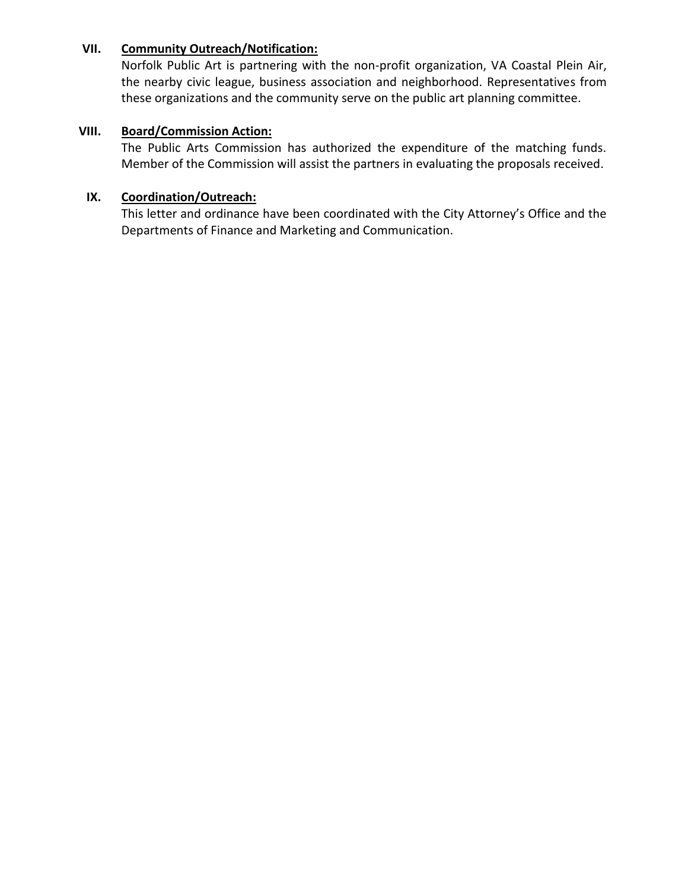## VII. Community Outreach/Notification:

Norfolk Public Art is partnering with the non-profit organization, VA Coastal Plein Air, the nearby civic league, business association and neighborhood. Representatives from these organizations and the community serve on the public art planning committee.

## VIII. Board/Commission Action:

The Public Arts Commission has authorized the expenditure of the matching funds. Member of the Commission will assist the partners in evaluating the proposals received.

## IX. Coordination/Outreach:

This letter and ordinance have been coordinated with the City Attorney's Office and the Departments of Finance and Marketing and Communication.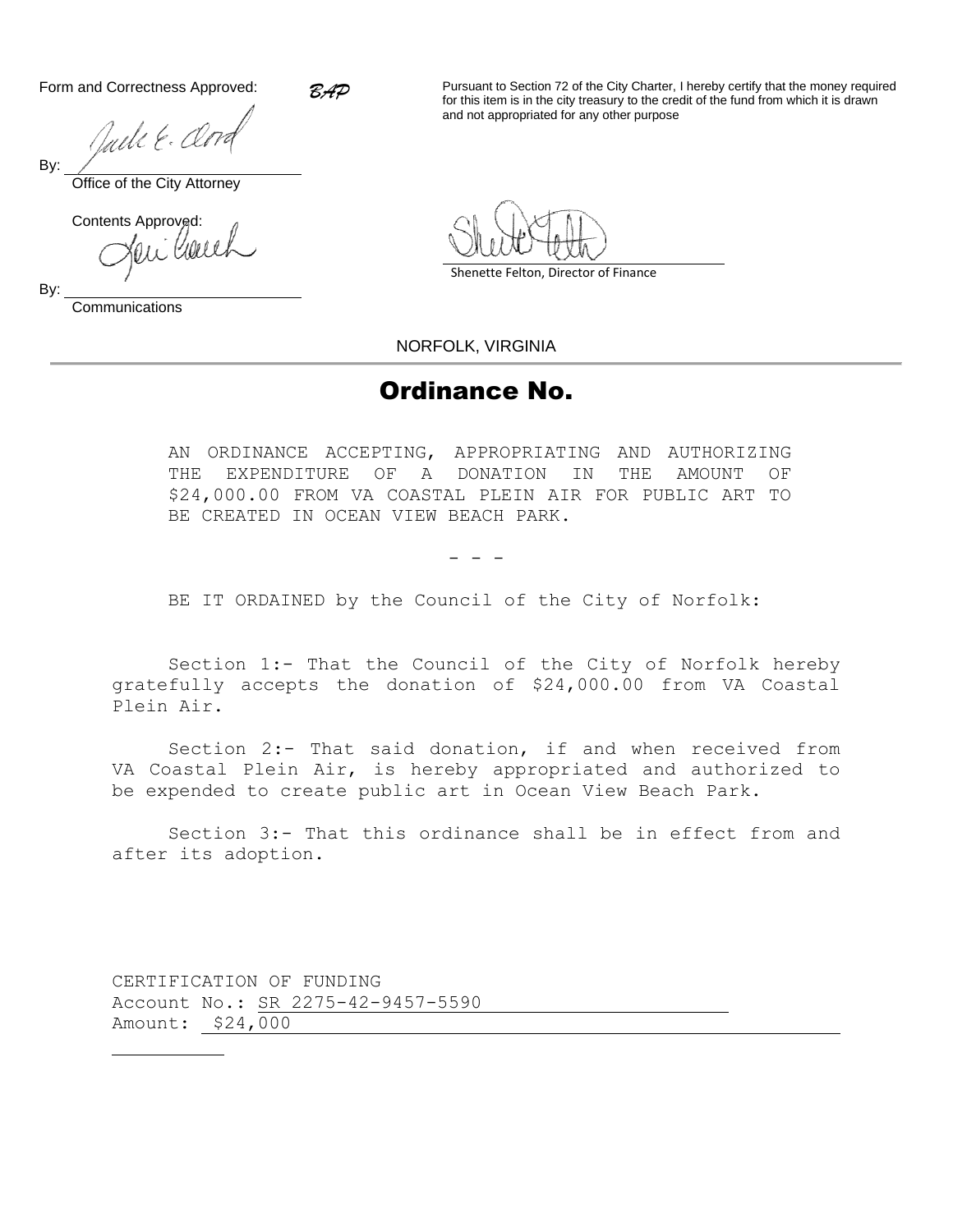Form and Correctness Approved: *BAP*

By: ______________________
Office of the City Attorney

Contents Approved:

By: ______________________
Communications

Pursuant to Section 72 of the City Charter, I hereby certify that the money required for this item is in the city treasury to the credit of the fund from which it is drawn and not appropriated for any other purpose

______________________
Shenette Felton, Director of Finance

NORFOLK, VIRGINIA

# Ordinance No.

AN ORDINANCE ACCEPTING, APPROPRIATING AND AUTHORIZING THE EXPENDITURE OF A DONATION IN THE AMOUNT OF $24,000.00 FROM VA COASTAL PLEIN AIR FOR PUBLIC ART TO BE CREATED IN OCEAN VIEW BEACH PARK.

\- - -

BE IT ORDAINED by the Council of the City of Norfolk:

Section 1:- That the Council of the City of Norfolk hereby gratefully accepts the donation of $24,000.00 from VA Coastal Plein Air.

Section 2:- That said donation, if and when received from VA Coastal Plein Air, is hereby appropriated and authorized to be expended to create public art in Ocean View Beach Park.

Section 3:- That this ordinance shall be in effect from and after its adoption.

CERTIFICATION OF FUNDING
Account No.: SR 2275-42-9457-5590
Amount: $24,000